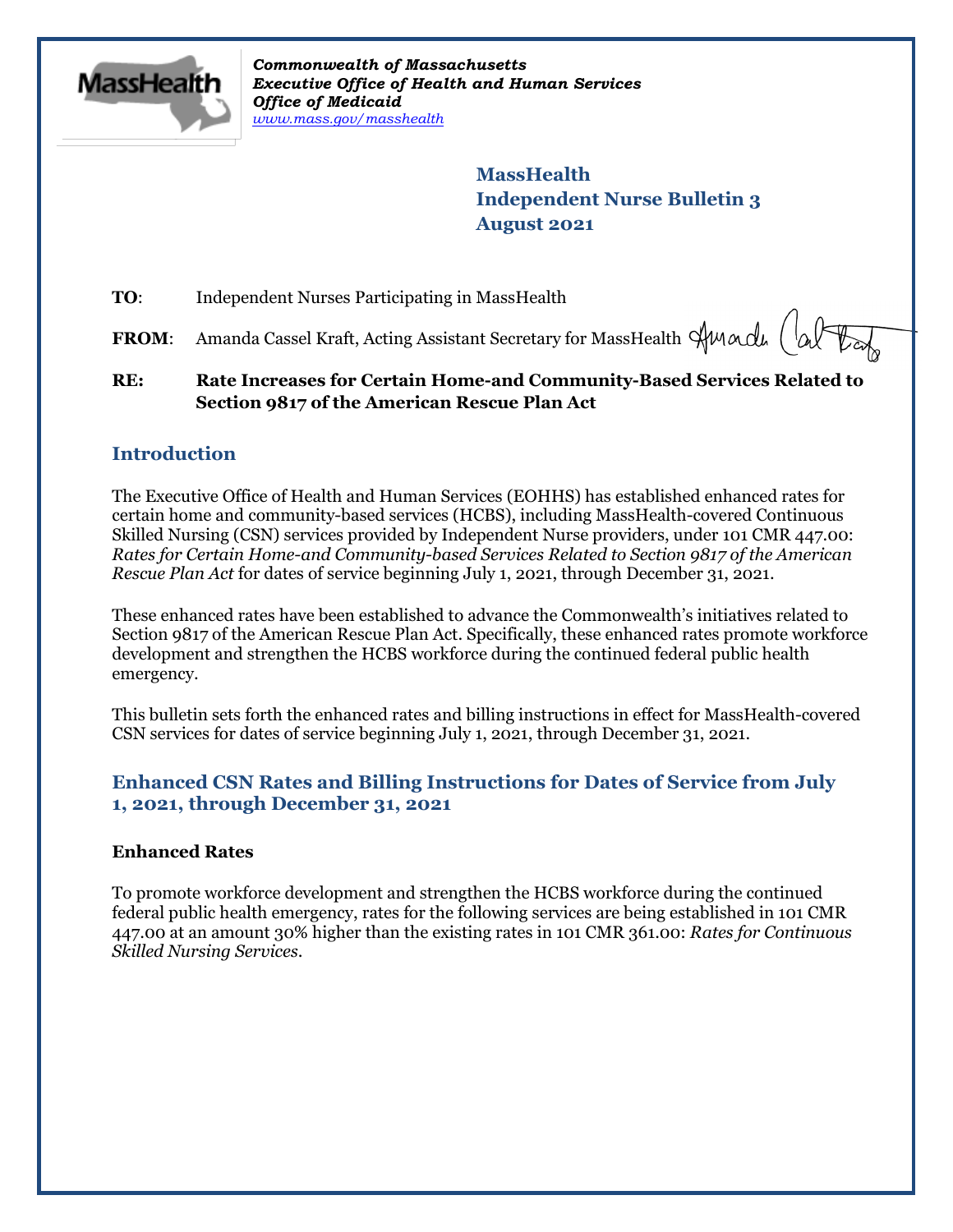*Commonwealth of Massachusetts*
***Executive Office of Health and Human Services***
***Office of Medicaid***
*www.mass.gov/masshealth*

**MassHealth**
**Independent Nurse Bulletin 3**
**August 2021**

**TO**: Independent Nurses Participating in MassHealth

**FROM**: Amanda Cassel Kraft, Acting Assistant Secretary for MassHealth

**RE: Rate Increases for Certain Home-and Community-Based Services Related to Section 9817 of the American Rescue Plan Act**

## Introduction

The Executive Office of Health and Human Services (EOHHS) has established enhanced rates for certain home and community-based services (HCBS), including MassHealth-covered Continuous Skilled Nursing (CSN) services provided by Independent Nurse providers, under 101 CMR 447.00: *Rates for Certain Home-and Community-based Services Related to Section 9817 of the American Rescue Plan Act* for dates of service beginning July 1, 2021, through December 31, 2021.

These enhanced rates have been established to advance the Commonwealth's initiatives related to Section 9817 of the American Rescue Plan Act. Specifically, these enhanced rates promote workforce development and strengthen the HCBS workforce during the continued federal public health emergency.

This bulletin sets forth the enhanced rates and billing instructions in effect for MassHealth-covered CSN services for dates of service beginning July 1, 2021, through December 31, 2021.

## Enhanced CSN Rates and Billing Instructions for Dates of Service from July 1, 2021, through December 31, 2021

### Enhanced Rates

To promote workforce development and strengthen the HCBS workforce during the continued federal public health emergency, rates for the following services are being established in 101 CMR 447.00 at an amount 30% higher than the existing rates in 101 CMR 361.00: *Rates for Continuous Skilled Nursing Services*.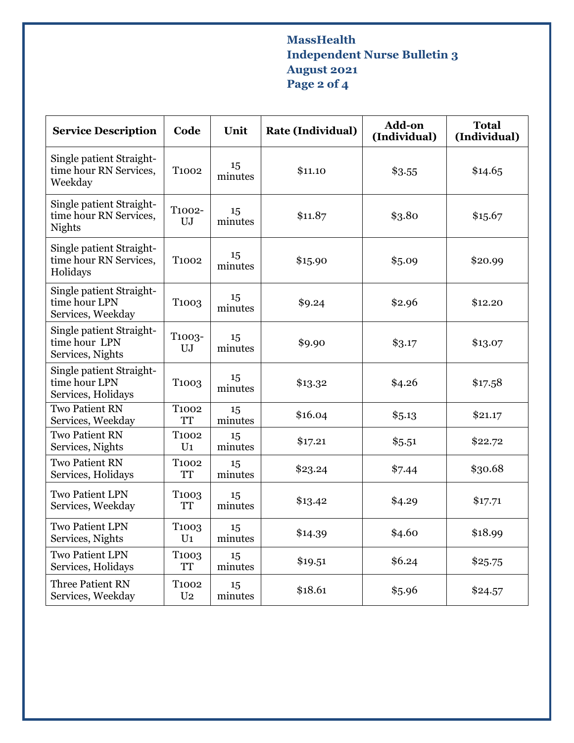| Service Description | Code | Unit | Rate (Individual) | Add-on (Individual) | Total (Individual) |
|---|---|---|---|---|---|
| Single patient Straight-time hour RN Services, Weekday | T1002 | 15 minutes | $11.10 | $3.55 | $14.65 |
| Single patient Straight-time hour RN Services, Nights | T1002-UJ | 15 minutes | $11.87 | $3.80 | $15.67 |
| Single patient Straight-time hour RN Services, Holidays | T1002 | 15 minutes | $15.90 | $5.09 | $20.99 |
| Single patient Straight-time hour LPN Services, Weekday | T1003 | 15 minutes | $9.24 | $2.96 | $12.20 |
| Single patient Straight-time hour LPN Services, Nights | T1003-UJ | 15 minutes | $9.90 | $3.17 | $13.07 |
| Single patient Straight-time hour LPN Services, Holidays | T1003 | 15 minutes | $13.32 | $4.26 | $17.58 |
| Two Patient RN Services, Weekday | T1002 TT | 15 minutes | $16.04 | $5.13 | $21.17 |
| Two Patient RN Services, Nights | T1002 U1 | 15 minutes | $17.21 | $5.51 | $22.72 |
| Two Patient RN Services, Holidays | T1002 TT | 15 minutes | $23.24 | $7.44 | $30.68 |
| Two Patient LPN Services, Weekday | T1003 TT | 15 minutes | $13.42 | $4.29 | $17.71 |
| Two Patient LPN Services, Nights | T1003 U1 | 15 minutes | $14.39 | $4.60 | $18.99 |
| Two Patient LPN Services, Holidays | T1003 TT | 15 minutes | $19.51 | $6.24 | $25.75 |
| Three Patient RN Services, Weekday | T1002 U2 | 15 minutes | $18.61 | $5.96 | $24.57 |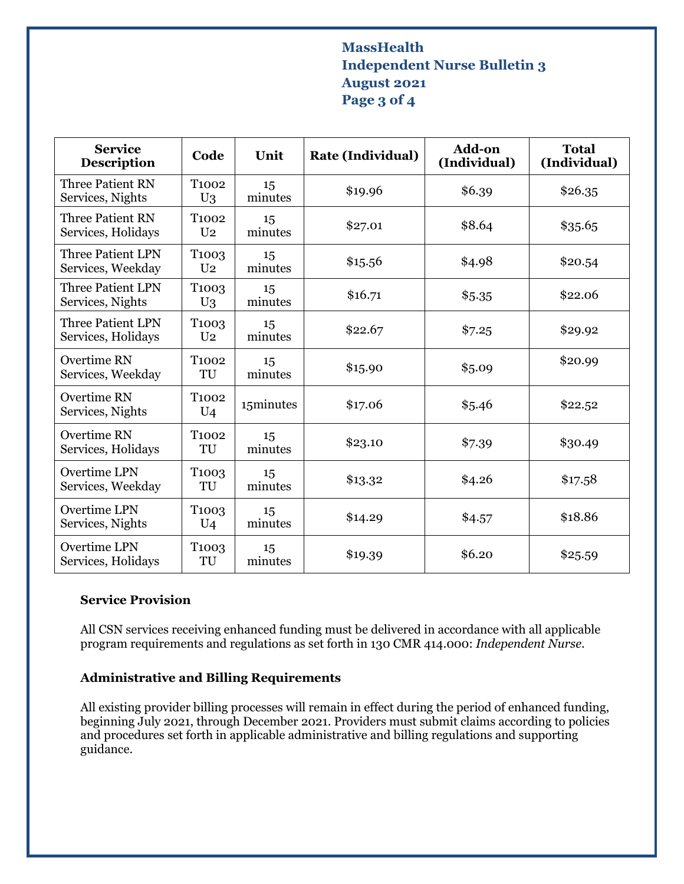| Service Description | Code | Unit | Rate (Individual) | Add-on (Individual) | Total (Individual) |
| --- | --- | --- | --- | --- | --- |
| Three Patient RN Services, Nights | T1002 U3 | 15 minutes | $19.96 | $6.39 | $26.35 |
| Three Patient RN Services, Holidays | T1002 U2 | 15 minutes | $27.01 | $8.64 | $35.65 |
| Three Patient LPN Services, Weekday | T1003 U2 | 15 minutes | $15.56 | $4.98 | $20.54 |
| Three Patient LPN Services, Nights | T1003 U3 | 15 minutes | $16.71 | $5.35 | $22.06 |
| Three Patient LPN Services, Holidays | T1003 U2 | 15 minutes | $22.67 | $7.25 | $29.92 |
| Overtime RN Services, Weekday | T1002 TU | 15 minutes | $15.90 | $5.09 | $20.99 |
| Overtime RN Services, Nights | T1002 U4 | 15minutes | $17.06 | $5.46 | $22.52 |
| Overtime RN Services, Holidays | T1002 TU | 15 minutes | $23.10 | $7.39 | $30.49 |
| Overtime LPN Services, Weekday | T1003 TU | 15 minutes | $13.32 | $4.26 | $17.58 |
| Overtime LPN Services, Nights | T1003 U4 | 15 minutes | $14.29 | $4.57 | $18.86 |
| Overtime LPN Services, Holidays | T1003 TU | 15 minutes | $19.39 | $6.20 | $25.59 |

### Service Provision

All CSN services receiving enhanced funding must be delivered in accordance with all applicable program requirements and regulations as set forth in 130 CMR 414.000: *Independent Nurse.*

### Administrative and Billing Requirements

All existing provider billing processes will remain in effect during the period of enhanced funding, beginning July 2021, through December 2021. Providers must submit claims according to policies and procedures set forth in applicable administrative and billing regulations and supporting guidance.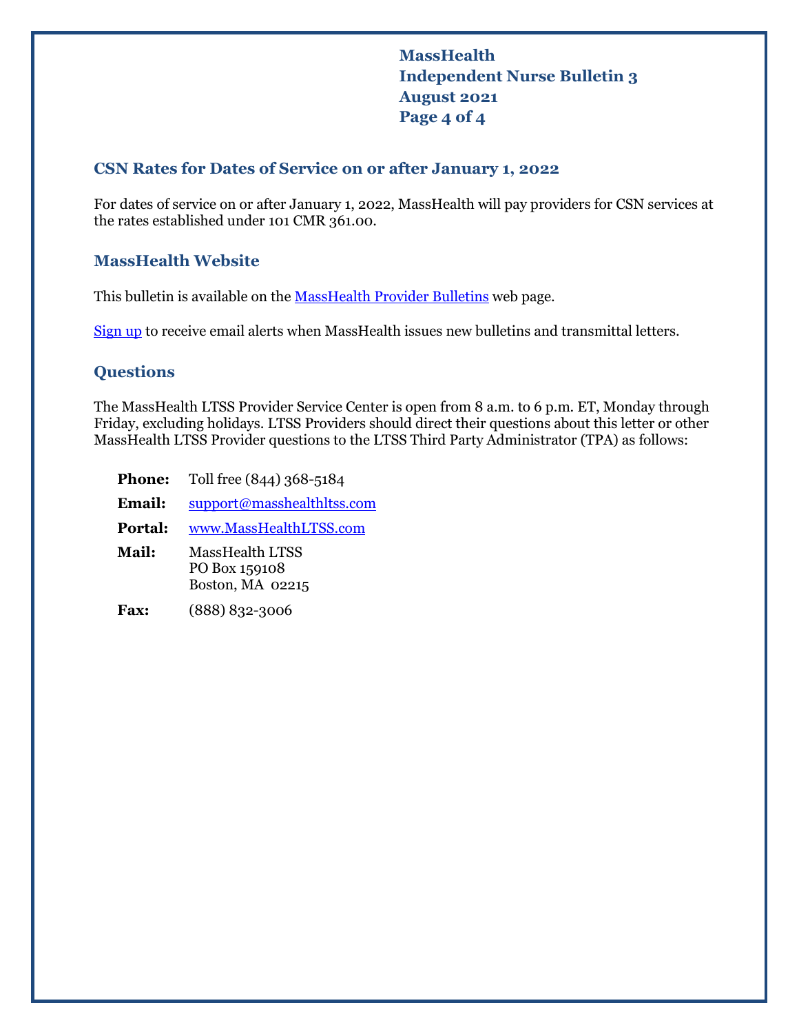## CSN Rates for Dates of Service on or after January 1, 2022

For dates of service on or after January 1, 2022, MassHealth will pay providers for CSN services at the rates established under 101 CMR 361.00.

## MassHealth Website

This bulletin is available on the MassHealth Provider Bulletins web page.

Sign up to receive email alerts when MassHealth issues new bulletins and transmittal letters.

## Questions

The MassHealth LTSS Provider Service Center is open from 8 a.m. to 6 p.m. ET, Monday through Friday, excluding holidays. LTSS Providers should direct their questions about this letter or other MassHealth LTSS Provider questions to the LTSS Third Party Administrator (TPA) as follows:

**Phone:** Toll free (844) 368-5184

**Email:** support@masshealthltss.com

**Portal:** www.MassHealthLTSS.com

**Mail:** MassHealth LTSS
PO Box 159108
Boston, MA 02215

**Fax:** (888) 832-3006